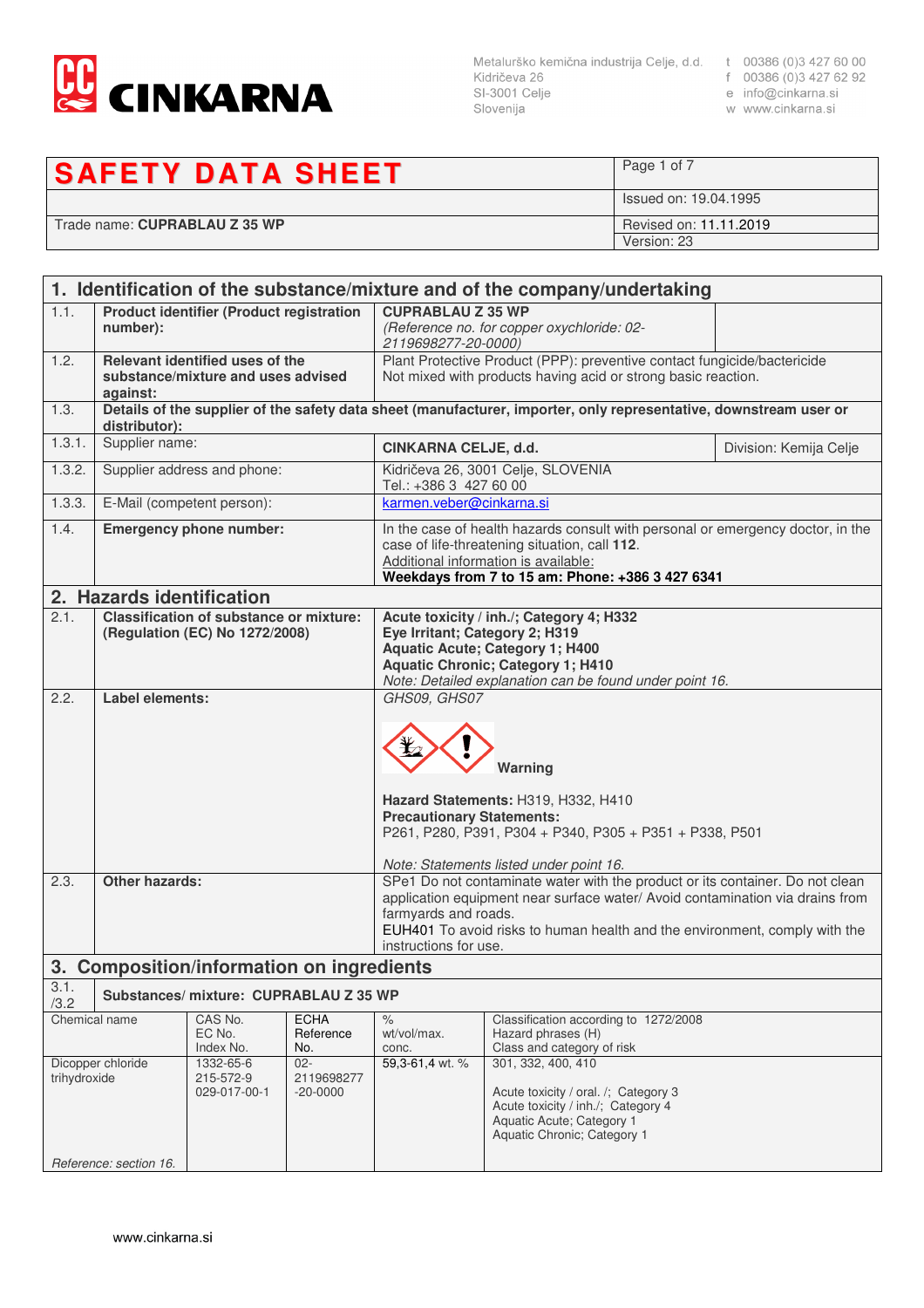**CINKARNA**

Metalurško kemična industrija Celje, d.d.
Kidričeva 26
SI-3001 Celje
Slovenija

t 00386 (0)3 427 60 00
f 00386 (0)3 427 62 92
e info@cinkarna.si
w www.cinkarna.si

| SAFETY DATA SHEET | Page 1 of 7 |
|---|---|
| | Issued on: 19.04.1995 |
| Trade name: **CUPRABLAU Z 35 WP** | Revised on: 11.11.2019 |
| | Version: 23 |

## 1. Identification of the substance/mixture and of the company/undertaking

| | | | |
|---|---|---|---|
| 1.1. | **Product identifier (Product registration number):** | **CUPRABLAU Z 35 WP** *(Reference no. for copper oxychloride: 02-2119698277-20-0000)* | |
| 1.2. | **Relevant identified uses of the substance/mixture and uses advised against:** | Plant Protective Product (PPP): preventive contact fungicide/bactericide Not mixed with products having acid or strong basic reaction. | |
| 1.3. | **Details of the supplier of the safety data sheet (manufacturer, importer, only representative, downstream user or distributor):** | | |
| 1.3.1. | Supplier name: | **CINKARNA CELJE, d.d.** | Division: Kemija Celje |
| 1.3.2. | Supplier address and phone: | Kidričeva 26, 3001 Celje, SLOVENIA Tel.: +386 3 427 60 00 | |
| 1.3.3. | E-Mail (competent person): | karmen.veber@cinkarna.si | |
| 1.4. | **Emergency phone number:** | In the case of health hazards consult with personal or emergency doctor, in the case of life-threatening situation, call **112**. Additional information is available: **Weekdays from 7 to 15 am: Phone: +386 3 427 6341** | |

## 2. Hazards identification

| | | |
|---|---|---|
| 2.1. | **Classification of substance or mixture: (Regulation (EC) No 1272/2008)** | **Acute toxicity / inh./; Category 4; H332** **Eye Irritant; Category 2; H319** **Aquatic Acute; Category 1; H400** **Aquatic Chronic; Category 1; H410** *Note: Detailed explanation can be found under point 16.* |
| 2.2. | **Label elements:** | *GHS09, GHS07* **Warning** **Hazard Statements:** H319, H332, H410 **Precautionary Statements:** P261, P280, P391, P304 + P340, P305 + P351 + P338, P501 *Note: Statements listed under point 16.* |
| 2.3. | **Other hazards:** | SPe1 Do not contaminate water with the product or its container. Do not clean application equipment near surface water/ Avoid contamination via drains from farmyards and roads. EUH401 To avoid risks to human health and the environment, comply with the instructions for use. |

## 3. Composition/information on ingredients

**3.1./3.2 Substances/ mixture: CUPRABLAU Z 35 WP**

| Chemical name | CAS No. EC No. Index No. | ECHA Reference No. | % wt/vol/max. conc. | Classification according to 1272/2008 Hazard phrases (H) Class and category of risk |
|---|---|---|---|---|
| Dicopper chloride trihydroxide *Reference: section 16.* | 1332-65-6 215-572-9 029-017-00-1 | 02-2119698277-20-0000 | 59,3-61,4 wt. % | 301, 332, 400, 410 Acute toxicity / oral. /; Category 3 Acute toxicity / inh./; Category 4 Aquatic Acute; Category 1 Aquatic Chronic; Category 1 |

www.cinkarna.si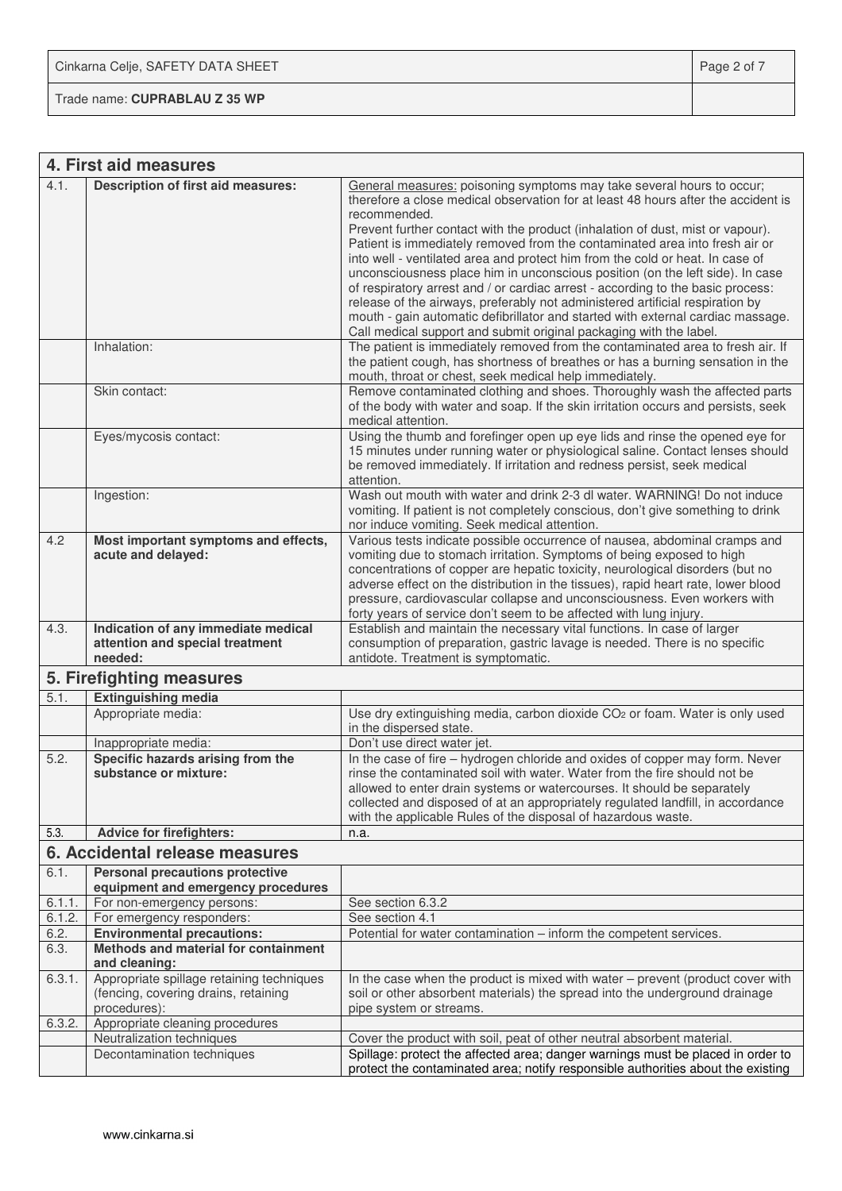## 4. First aid measures

| | | |
|---|---|---|
| 4.1. | **Description of first aid measures:** | General measures: poisoning symptoms may take several hours to occur; therefore a close medical observation for at least 48 hours after the accident is recommended. Prevent further contact with the product (inhalation of dust, mist or vapour). Patient is immediately removed from the contaminated area into fresh air or into well - ventilated area and protect him from the cold or heat. In case of unconsciousness place him in unconscious position (on the left side). In case of respiratory arrest and / or cardiac arrest - according to the basic process: release of the airways, preferably not administered artificial respiration by mouth - gain automatic defibrillator and started with external cardiac massage. Call medical support and submit original packaging with the label. |
| | Inhalation: | The patient is immediately removed from the contaminated area to fresh air. If the patient cough, has shortness of breathes or has a burning sensation in the mouth, throat or chest, seek medical help immediately. |
| | Skin contact: | Remove contaminated clothing and shoes. Thoroughly wash the affected parts of the body with water and soap. If the skin irritation occurs and persists, seek medical attention. |
| | Eyes/mycosis contact: | Using the thumb and forefinger open up eye lids and rinse the opened eye for 15 minutes under running water or physiological saline. Contact lenses should be removed immediately. If irritation and redness persist, seek medical attention. |
| | Ingestion: | Wash out mouth with water and drink 2-3 dl water. WARNING! Do not induce vomiting. If patient is not completely conscious, don't give something to drink nor induce vomiting. Seek medical attention. |
| 4.2 | **Most important symptoms and effects, acute and delayed:** | Various tests indicate possible occurrence of nausea, abdominal cramps and vomiting due to stomach irritation. Symptoms of being exposed to high concentrations of copper are hepatic toxicity, neurological disorders (but no adverse effect on the distribution in the tissues), rapid heart rate, lower blood pressure, cardiovascular collapse and unconsciousness. Even workers with forty years of service don't seem to be affected with lung injury. |
| 4.3. | **Indication of any immediate medical attention and special treatment needed:** | Establish and maintain the necessary vital functions. In case of larger consumption of preparation, gastric lavage is needed. There is no specific antidote. Treatment is symptomatic. |

## 5. Firefighting measures

| | | |
|---|---|---|
| 5.1. | **Extinguishing media** | |
| | Appropriate media: | Use dry extinguishing media, carbon dioxide $CO_2$ or foam. Water is only used in the dispersed state. |
| | Inappropriate media: | Don't use direct water jet. |
| 5.2. | **Specific hazards arising from the substance or mixture:** | In the case of fire – hydrogen chloride and oxides of copper may form. Never rinse the contaminated soil with water. Water from the fire should not be allowed to enter drain systems or watercourses. It should be separately collected and disposed of at an appropriately regulated landfill, in accordance with the applicable Rules of the disposal of hazardous waste. |
| 5.3. | **Advice for firefighters:** | n.a. |

## 6. Accidental release measures

| | | |
|---|---|---|
| 6.1. | **Personal precautions protective equipment and emergency procedures** | |
| 6.1.1. | For non-emergency persons: | See section 6.3.2 |
| 6.1.2. | For emergency responders: | See section 4.1 |
| 6.2. | **Environmental precautions:** | Potential for water contamination – inform the competent services. |
| 6.3. | **Methods and material for containment and cleaning:** | |
| 6.3.1. | Appropriate spillage retaining techniques (fencing, covering drains, retaining procedures): | In the case when the product is mixed with water – prevent (product cover with soil or other absorbent materials) the spread into the underground drainage pipe system or streams. |
| 6.3.2. | Appropriate cleaning procedures | |
| | Neutralization techniques | Cover the product with soil, peat of other neutral absorbent material. |
| | Decontamination techniques | Spillage: protect the affected area; danger warnings must be placed in order to protect the contaminated area; notify responsible authorities about the existing |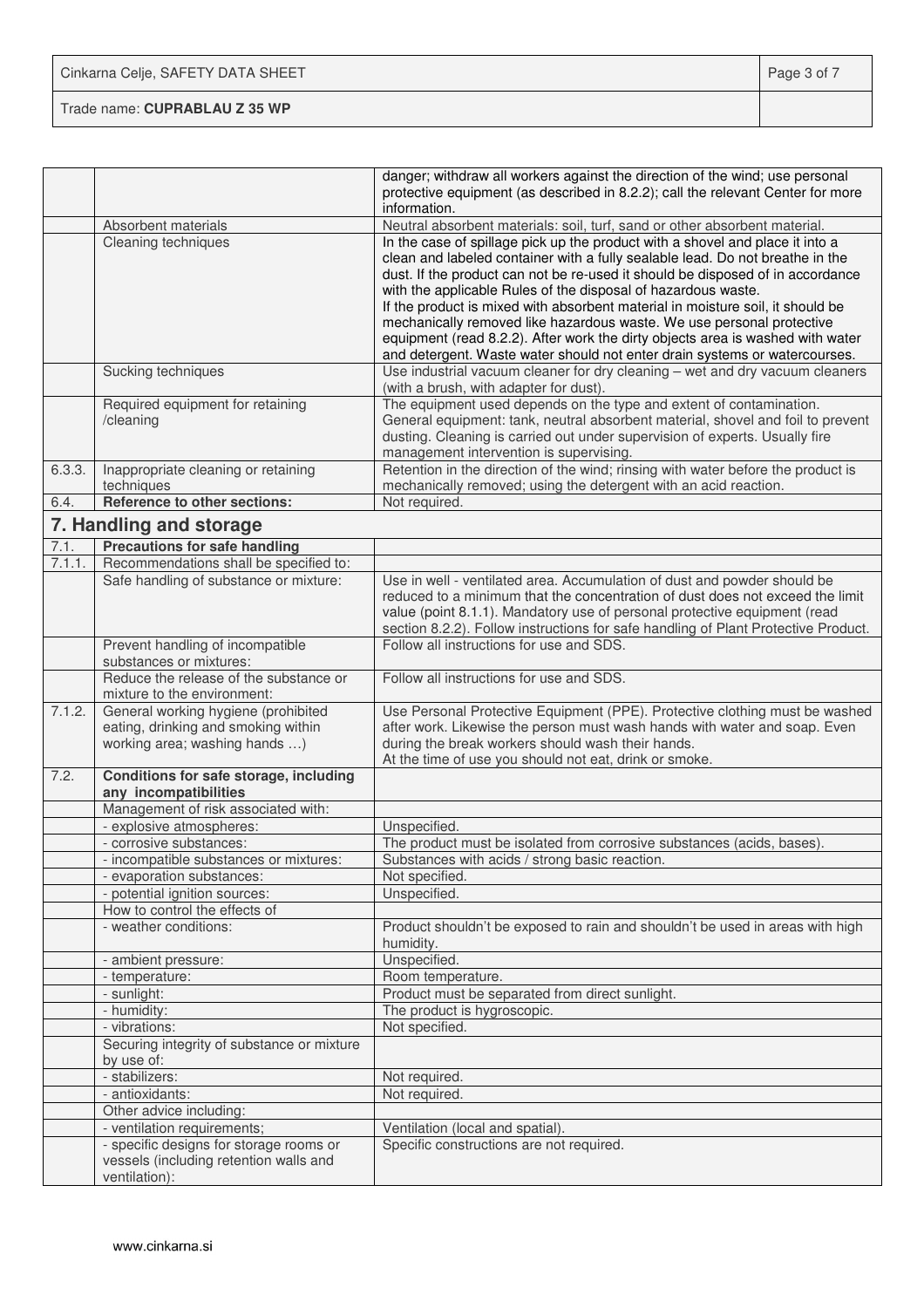| | | |
|---|---|---|
| | | danger; withdraw all workers against the direction of the wind; use personal protective equipment (as described in 8.2.2); call the relevant Center for more information. |
| | Absorbent materials | Neutral absorbent materials: soil, turf, sand or other absorbent material. |
| | Cleaning techniques | In the case of spillage pick up the product with a shovel and place it into a clean and labeled container with a fully sealable lead. Do not breathe in the dust. If the product can not be re-used it should be disposed of in accordance with the applicable Rules of the disposal of hazardous waste.<br>If the product is mixed with absorbent material in moisture soil, it should be mechanically removed like hazardous waste. We use personal protective equipment (read 8.2.2). After work the dirty objects area is washed with water and detergent. Waste water should not enter drain systems or watercourses. |
| | Sucking techniques | Use industrial vacuum cleaner for dry cleaning – wet and dry vacuum cleaners (with a brush, with adapter for dust). |
| | Required equipment for retaining /cleaning | The equipment used depends on the type and extent of contamination. General equipment: tank, neutral absorbent material, shovel and foil to prevent dusting. Cleaning is carried out under supervision of experts. Usually fire management intervention is supervising. |
| 6.3.3. | Inappropriate cleaning or retaining techniques | Retention in the direction of the wind; rinsing with water before the product is mechanically removed; using the detergent with an acid reaction. |
| 6.4. | **Reference to other sections:** | Not required. |

## 7. Handling and storage

| | | |
|---|---|---|
| 7.1. | **Precautions for safe handling** | |
| 7.1.1. | Recommendations shall be specified to: | |
| | Safe handling of substance or mixture: | Use in well - ventilated area. Accumulation of dust and powder should be reduced to a minimum that the concentration of dust does not exceed the limit value (point 8.1.1). Mandatory use of personal protective equipment (read section 8.2.2). Follow instructions for safe handling of Plant Protective Product. |
| | Prevent handling of incompatible substances or mixtures: | Follow all instructions for use and SDS. |
| | Reduce the release of the substance or mixture to the environment: | Follow all instructions for use and SDS. |
| 7.1.2. | General working hygiene (prohibited eating, drinking and smoking within working area; washing hands …) | Use Personal Protective Equipment (PPE). Protective clothing must be washed after work. Likewise the person must wash hands with water and soap. Even during the break workers should wash their hands.<br>At the time of use you should not eat, drink or smoke. |
| 7.2. | **Conditions for safe storage, including any incompatibilities** | |
| | Management of risk associated with: | |
| | - explosive atmospheres: | Unspecified. |
| | - corrosive substances: | The product must be isolated from corrosive substances (acids, bases). |
| | - incompatible substances or mixtures: | Substances with acids / strong basic reaction. |
| | - evaporation substances: | Not specified. |
| | - potential ignition sources: | Unspecified. |
| | How to control the effects of | |
| | - weather conditions: | Product shouldn't be exposed to rain and shouldn't be used in areas with high humidity. |
| | - ambient pressure: | Unspecified. |
| | - temperature: | Room temperature. |
| | - sunlight: | Product must be separated from direct sunlight. |
| | - humidity: | The product is hygroscopic. |
| | - vibrations: | Not specified. |
| | Securing integrity of substance or mixture by use of: | |
| | - stabilizers: | Not required. |
| | - antioxidants: | Not required. |
| | Other advice including: | |
| | - ventilation requirements; | Ventilation (local and spatial). |
| | - specific designs for storage rooms or vessels (including retention walls and ventilation): | Specific constructions are not required. |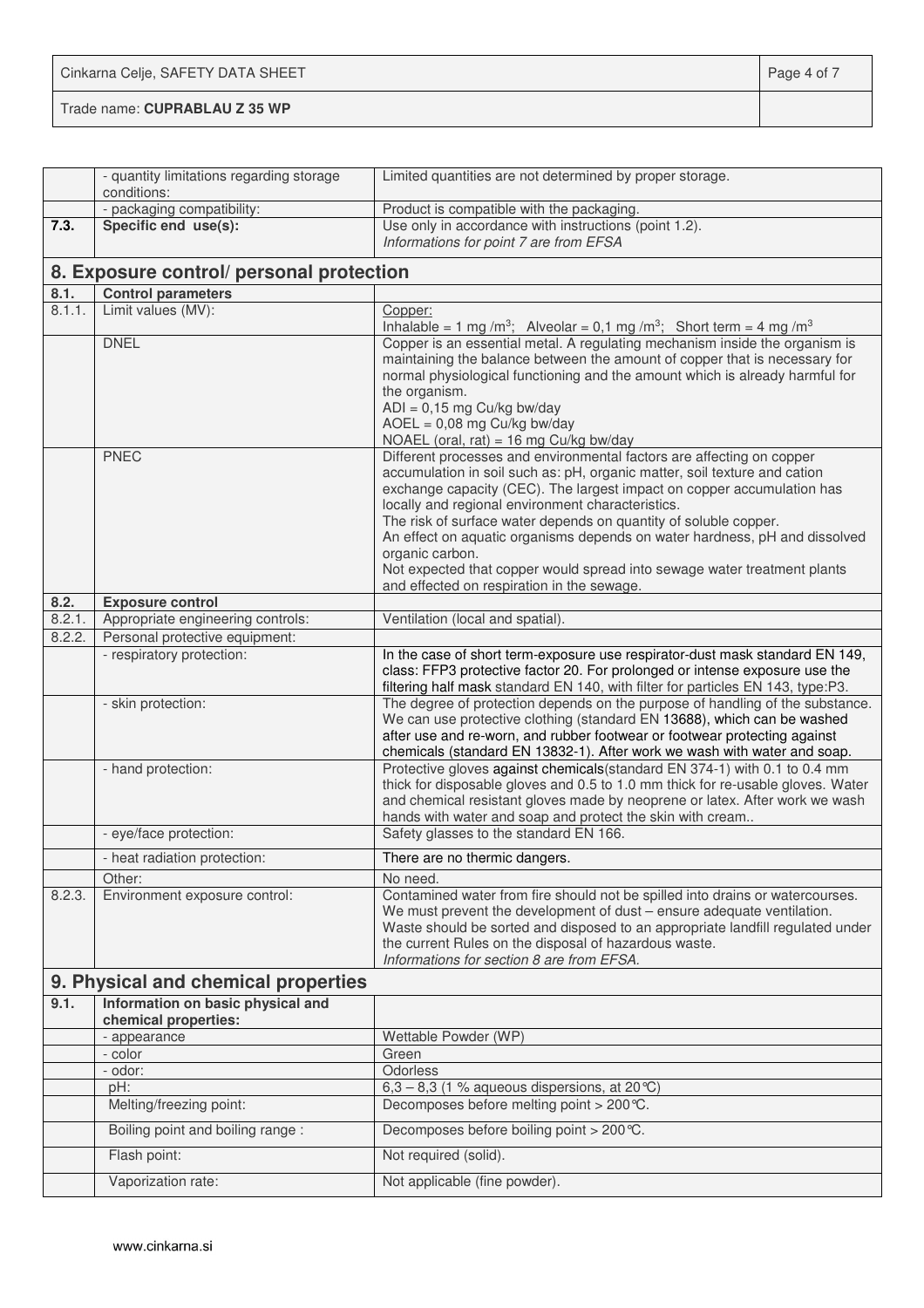| | | |
|---|---|---|
| | - quantity limitations regarding storage conditions: | Limited quantities are not determined by proper storage. |
| | - packaging compatibility: | Product is compatible with the packaging. |
| **7.3.** | **Specific end use(s):** | Use only in accordance with instructions (point 1.2).<br>*Informations for point 7 are from EFSA* |

## 8. Exposure control/ personal protection

| | | |
|---|---|---|
| **8.1.** | **Control parameters** | |
| 8.1.1. | Limit values (MV): | Copper:<br>Inhalable = 1 mg /m$^3$; Alveolar = 0,1 mg /m$^3$; Short term = 4 mg /m$^3$ |
| | DNEL | Copper is an essential metal. A regulating mechanism inside the organism is maintaining the balance between the amount of copper that is necessary for normal physiological functioning and the amount which is already harmful for the organism.<br>ADI = 0,15 mg Cu/kg bw/day<br>AOEL = 0,08 mg Cu/kg bw/day<br>NOAEL (oral, rat) = 16 mg Cu/kg bw/day |
| | PNEC | Different processes and environmental factors are affecting on copper accumulation in soil such as: pH, organic matter, soil texture and cation exchange capacity (CEC). The largest impact on copper accumulation has locally and regional environment characteristics.<br>The risk of surface water depends on quantity of soluble copper.<br>An effect on aquatic organisms depends on water hardness, pH and dissolved organic carbon.<br>Not expected that copper would spread into sewage water treatment plants and effected on respiration in the sewage. |
| **8.2.** | **Exposure control** | |
| 8.2.1. | Appropriate engineering controls: | Ventilation (local and spatial). |
| 8.2.2. | Personal protective equipment: | |
| | - respiratory protection: | In the case of short term-exposure use respirator-dust mask standard EN 149, class: FFP3 protective factor 20. For prolonged or intense exposure use the filtering half mask standard EN 140, with filter for particles EN 143, type:P3. |
| | - skin protection: | The degree of protection depends on the purpose of handling of the substance. We can use protective clothing (standard EN 13688), which can be washed after use and re-worn, and rubber footwear or footwear protecting against chemicals (standard EN 13832-1). After work we wash with water and soap. |
| | - hand protection: | Protective gloves against chemicals(standard EN 374-1) with 0.1 to 0.4 mm thick for disposable gloves and 0.5 to 1.0 mm thick for re-usable gloves. Water and chemical resistant gloves made by neoprene or latex. After work we wash hands with water and soap and protect the skin with cream.. |
| | - eye/face protection: | Safety glasses to the standard EN 166. |
| | - heat radiation protection: | There are no thermic dangers. |
| | Other: | No need. |
| 8.2.3. | Environment exposure control: | Contamined water from fire should not be spilled into drains or watercourses. We must prevent the development of dust – ensure adequate ventilation. Waste should be sorted and disposed to an appropriate landfill regulated under the current Rules on the disposal of hazardous waste.<br>*Informations for section 8 are from EFSA.* |

## 9. Physical and chemical properties

| | | |
|---|---|---|
| **9.1.** | **Information on basic physical and chemical properties:** | |
| | - appearance | Wettable Powder (WP) |
| | - color | Green |
| | - odor: | Odorless |
| | pH: | 6,3 – 8,3 (1 % aqueous dispersions, at 20 °C) |
| | Melting/freezing point: | Decomposes before melting point > 200 °C. |
| | Boiling point and boiling range : | Decomposes before boiling point > 200 °C. |
| | Flash point: | Not required (solid). |
| | Vaporization rate: | Not applicable (fine powder). |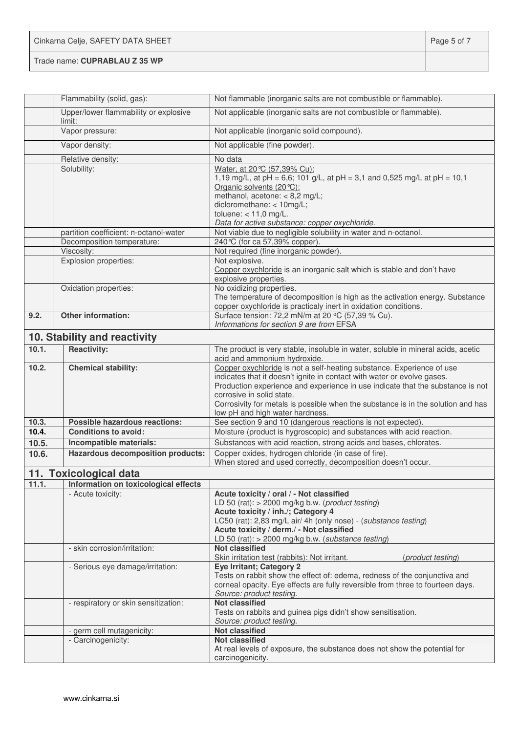| | | |
|---|---|---|
| | Flammability (solid, gas): | Not flammable (inorganic salts are not combustible or flammable). |
| | Upper/lower flammability or explosive limit: | Not applicable (inorganic salts are not combustible or flammable). |
| | Vapor pressure: | Not applicable (inorganic solid compound). |
| | Vapor density: | Not applicable (fine powder). |
| | Relative density: | No data |
| | Solubility: | Water, at 20℃ (57,39% Cu):<br>1,19 mg/L, at pH = 6,6; 101 g/L, at pH = 3,1 and 0,525 mg/L at pH = 10,1<br>Organic solvents (20℃):<br>methanol, acetone: < 8,2 mg/L;<br>dicloromethane: < 10mg/L;<br>toluene: < 11,0 mg/L.<br>*Data for active substance: copper oxychloride.* |
| | partition coefficient: n-octanol-water | Not viable due to negligible solubility in water and n-octanol. |
| | Decomposition temperature: | 240℃ (for ca 57,39% copper). |
| | Viscosity: | Not required (fine inorganic powder). |
| | Explosion properties: | Not explosive.<br>Copper oxychloride is an inorganic salt which is stable and don't have explosive properties. |
| | Oxidation properties: | No oxidizing properties.<br>The temperature of decomposition is high as the activation energy. Substance copper oxychloride is practicaly inert in oxidation conditions. |
| **9.2.** | **Other information:** | Surface tension: 72,2 mN/m at 20 °C (57,39 % Cu).<br>*Informations for section 9 are from* EFSA |

## 10. Stability and reactivity

| | | |
|---|---|---|
| **10.1.** | **Reactivity:** | The product is very stable, insoluble in water, soluble in mineral acids, acetic acid and ammonium hydroxide. |
| **10.2.** | **Chemical stability:** | Copper oxychloride is not a self-heating substance. Experience of use indicates that it doesn't ignite in contact with water or evolve gases.<br>Production experience and experience in use indicate that the substance is not corrosive in solid state.<br>Corrosivity for metals is possible when the substance is in the solution and has low pH and high water hardness. |
| **10.3.** | **Possible hazardous reactions:** | See section 9 and 10 (dangerous reactions is not expected). |
| **10.4.** | **Conditions to avoid:** | Moisture (product is hygroscopic) and substances with acid reaction. |
| **10.5.** | **Incompatible materials:** | Substances with acid reaction, strong acids and bases, chlorates. |
| **10.6.** | **Hazardous decomposition products:** | Copper oxides, hydrogen chloride (in case of fire).<br>When stored and used correctly, decomposition doesn't occur. |

## 11. Toxicological data

| | | |
|---|---|---|
| **11.1.** | **Information on toxicological effects** | |
| | - Acute toxicity: | **Acute toxicity / oral / - Not classified**<br>LD 50 (rat): > 2000 mg/kg b.w. (*product testing*)<br>**Acute toxicity / inh./; Category 4**<br>LC50 (rat): 2,83 mg/L air/ 4h (only nose) - (*substance testing*)<br>**Acute toxicity / derm./ - Not classified**<br>LD 50 (rat): > 2000 mg/kg b.w. (*substance testing*) |
| | - skin corrosion/irritation: | **Not classified**<br>Skin irritation test (rabbits): Not irritant. (*product testing*) |
| | - Serious eye damage/irritation: | **Eye Irritant; Category 2**<br>Tests on rabbit show the effect of: edema, redness of the conjunctiva and corneal opacity. Eye effects are fully reversible from three to fourteen days.<br>*Source: product testing.* |
| | - respiratory or skin sensitization: | **Not classified**<br>Tests on rabbits and guinea pigs didn't show sensitisation.<br>*Source: product testing.* |
| | - germ cell mutagenicity: | **Not classified** |
| | - Carcinogenicity: | **Not classified**<br>At real levels of exposure, the substance does not show the potential for carcinogenicity. |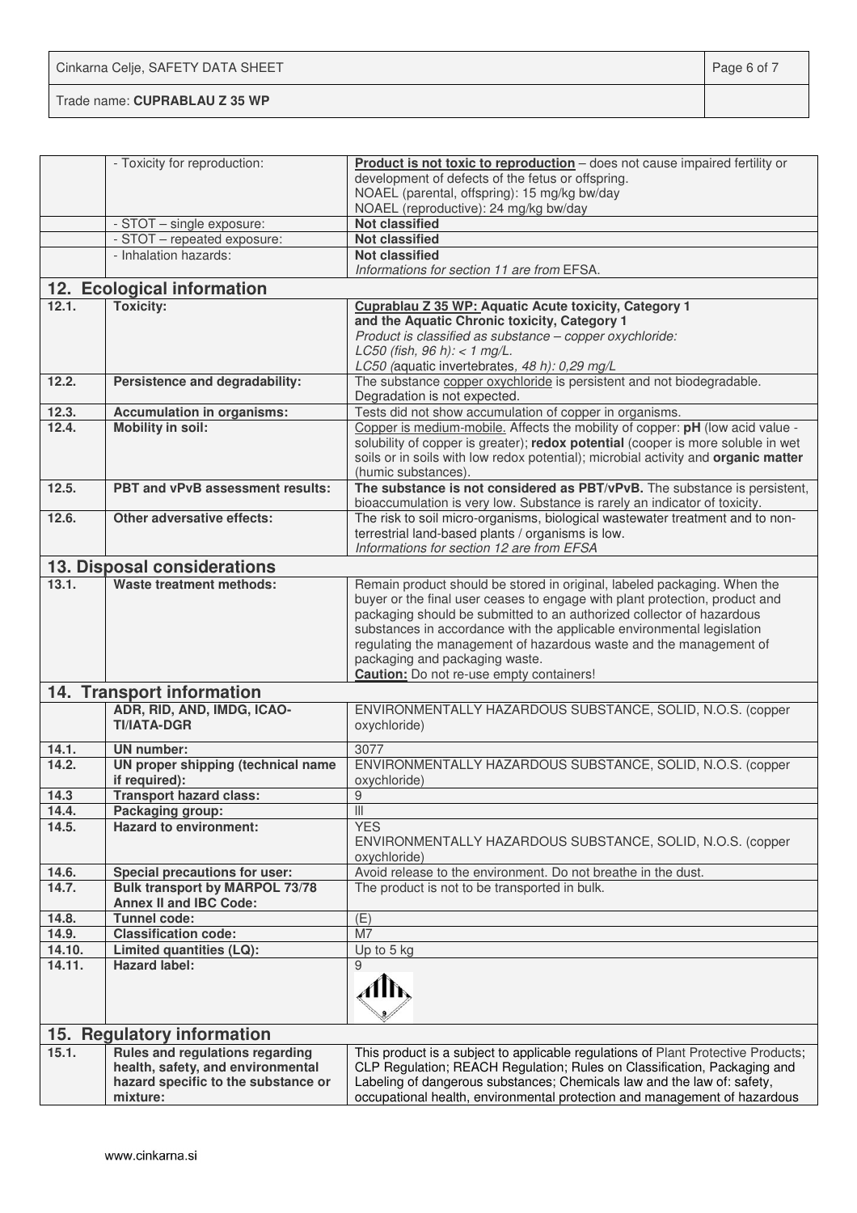| | | |
|---|---|---|
| | - Toxicity for reproduction: | **Product is not toxic to reproduction** – does not cause impaired fertility or development of defects of the fetus or offspring.<br>NOAEL (parental, offspring): 15 mg/kg bw/day<br>NOAEL (reproductive): 24 mg/kg bw/day |
| | - STOT – single exposure: | **Not classified** |
| | - STOT – repeated exposure: | **Not classified** |
| | - Inhalation hazards: | **Not classified**<br>*Informations for section 11 are from* EFSA. |

## 12. Ecological information

| | | |
|---|---|---|
| **12.1.** | **Toxicity:** | **Cuprablau Z 35 WP: Aquatic Acute toxicity, Category 1 and the Aquatic Chronic toxicity, Category 1**<br>*Product is classified as substance – copper oxychloride:*<br>*LC50 (fish, 96 h): < 1 mg/L.*<br>*LC50 (aquatic invertebrates, 48 h): 0,29 mg/L* |
| **12.2.** | **Persistence and degradability:** | The substance copper oxychloride is persistent and not biodegradable. Degradation is not expected. |
| **12.3.** | **Accumulation in organisms:** | Tests did not show accumulation of copper in organisms. |
| **12.4.** | **Mobility in soil:** | Copper is medium-mobile. Affects the mobility of copper: **pH** (low acid value - solubility of copper is greater); **redox potential** (cooper is more soluble in wet soils or in soils with low redox potential); microbial activity and **organic matter** (humic substances). |
| **12.5.** | **PBT and vPvB assessment results:** | **The substance is not considered as PBT/vPvB.** The substance is persistent, bioaccumulation is very low. Substance is rarely an indicator of toxicity. |
| **12.6.** | **Other adversative effects:** | The risk to soil micro-organisms, biological wastewater treatment and to non-terrestrial land-based plants / organisms is low.<br>*Informations for section 12 are from EFSA* |

## 13. Disposal considerations

| | | |
|---|---|---|
| **13.1.** | **Waste treatment methods:** | Remain product should be stored in original, labeled packaging. When the buyer or the final user ceases to engage with plant protection, product and packaging should be submitted to an authorized collector of hazardous substances in accordance with the applicable environmental legislation regulating the management of hazardous waste and the management of packaging and packaging waste.<br>**Caution:** Do not re-use empty containers! |

## 14. Transport information

| | | |
|---|---|---|
| | **ADR, RID, AND, IMDG, ICAO-TI/IATA-DGR** | ENVIRONMENTALLY HAZARDOUS SUBSTANCE, SOLID, N.O.S. (copper oxychloride) |
| **14.1.** | **UN number:** | 3077 |
| **14.2.** | **UN proper shipping (technical name if required):** | ENVIRONMENTALLY HAZARDOUS SUBSTANCE, SOLID, N.O.S. (copper oxychloride) |
| **14.3** | **Transport hazard class:** | 9 |
| **14.4.** | **Packaging group:** | III |
| **14.5.** | **Hazard to environment:** | YES<br>ENVIRONMENTALLY HAZARDOUS SUBSTANCE, SOLID, N.O.S. (copper oxychloride) |
| **14.6.** | **Special precautions for user:** | Avoid release to the environment. Do not breathe in the dust. |
| **14.7.** | **Bulk transport by MARPOL 73/78 Annex II and IBC Code:** | The product is not to be transported in bulk. |
| **14.8.** | **Tunnel code:** | (E) |
| **14.9.** | **Classification code:** | M7 |
| **14.10.** | **Limited quantities (LQ):** | Up to 5 kg |
| **14.11.** | **Hazard label:** | 9 |

## 15. Regulatory information

| | | |
|---|---|---|
| **15.1.** | **Rules and regulations regarding health, safety, and environmental hazard specific to the substance or mixture:** | This product is a subject to applicable regulations of Plant Protective Products; CLP Regulation; REACH Regulation; Rules on Classification, Packaging and Labeling of dangerous substances; Chemicals law and the law of: safety, occupational health, environmental protection and management of hazardous |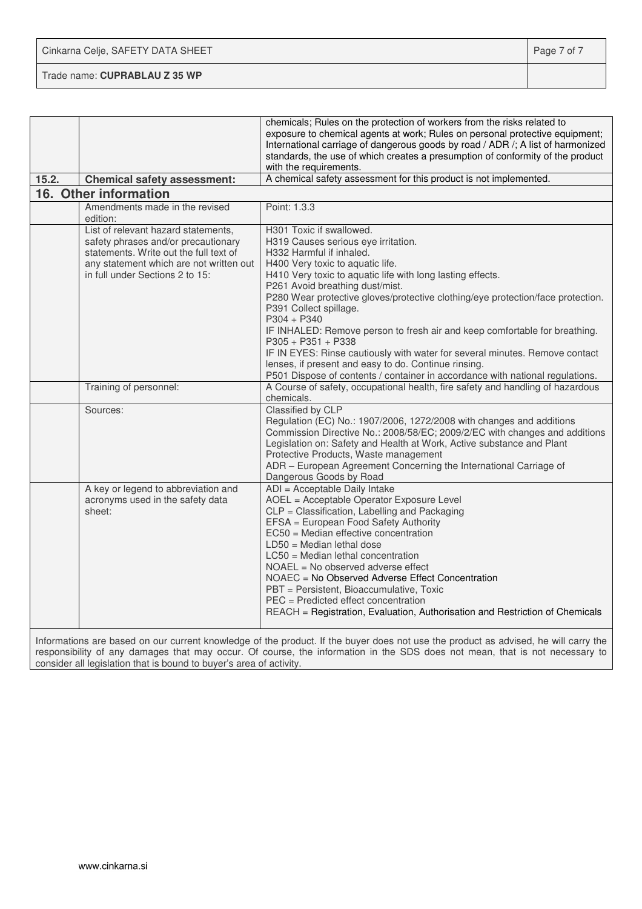| | | |
|---|---|---|
| | | chemicals; Rules on the protection of workers from the risks related to exposure to chemical agents at work; Rules on personal protective equipment; International carriage of dangerous goods by road / ADR /; A list of harmonized standards, the use of which creates a presumption of conformity of the product with the requirements. |
| **15.2.** | **Chemical safety assessment:** | A chemical safety assessment for this product is not implemented. |

## 16. Other information

| | | |
|---|---|---|
| | Amendments made in the revised edition: | Point: 1.3.3 |
| | List of relevant hazard statements, safety phrases and/or precautionary statements. Write out the full text of any statement which are not written out in full under Sections 2 to 15: | H301 Toxic if swallowed.<br>H319 Causes serious eye irritation.<br>H332 Harmful if inhaled.<br>H400 Very toxic to aquatic life.<br>H410 Very toxic to aquatic life with long lasting effects.<br>P261 Avoid breathing dust/mist.<br>P280 Wear protective gloves/protective clothing/eye protection/face protection.<br>P391 Collect spillage.<br>P304 + P340<br>IF INHALED: Remove person to fresh air and keep comfortable for breathing.<br>P305 + P351 + P338<br>IF IN EYES: Rinse cautiously with water for several minutes. Remove contact lenses, if present and easy to do. Continue rinsing.<br>P501 Dispose of contents / container in accordance with national regulations. |
| | Training of personnel: | A Course of safety, occupational health, fire safety and handling of hazardous chemicals. |
| | Sources: | Classified by CLP<br>Regulation (EC) No.: 1907/2006, 1272/2008 with changes and additions<br>Commission Directive No.: 2008/58/EC; 2009/2/EC with changes and additions<br>Legislation on: Safety and Health at Work, Active substance and Plant Protective Products, Waste management<br>ADR – European Agreement Concerning the International Carriage of Dangerous Goods by Road |
| | A key or legend to abbreviation and acronyms used in the safety data sheet: | ADI = Acceptable Daily Intake<br>AOEL = Acceptable Operator Exposure Level<br>CLP = Classification, Labelling and Packaging<br>EFSA = European Food Safety Authority<br>EC50 = Median effective concentration<br>LD50 = Median lethal dose<br>LC50 = Median lethal concentration<br>NOAEL = No observed adverse effect<br>NOAEC = No Observed Adverse Effect Concentration<br>PBT = Persistent, Bioaccumulative, Toxic<br>PEC = Predicted effect concentration<br>REACH = Registration, Evaluation, Authorisation and Restriction of Chemicals |

Informations are based on our current knowledge of the product. If the buyer does not use the product as advised, he will carry the responsibility of any damages that may occur. Of course, the information in the SDS does not mean, that is not necessary to consider all legislation that is bound to buyer's area of activity.

www.cinkarna.si